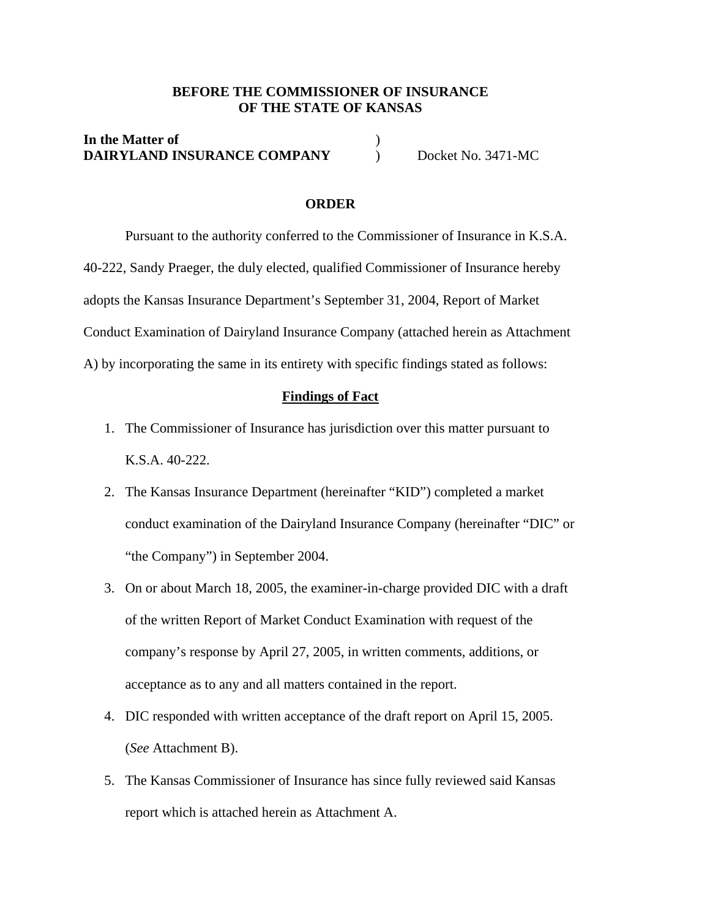**BEFORE THE COMMISSIONER OF INSURANCE**
**OF THE STATE OF KANSAS**

**In the Matter of** )
**DAIRYLAND INSURANCE COMPANY** ) Docket No. 3471-MC

**ORDER**

Pursuant to the authority conferred to the Commissioner of Insurance in K.S.A. 40-222, Sandy Praeger, the duly elected, qualified Commissioner of Insurance hereby adopts the Kansas Insurance Department's September 31, 2004, Report of Market Conduct Examination of Dairyland Insurance Company (attached herein as Attachment A) by incorporating the same in its entirety with specific findings stated as follows:

**Findings of Fact**

1. The Commissioner of Insurance has jurisdiction over this matter pursuant to K.S.A. 40-222.
2. The Kansas Insurance Department (hereinafter "KID") completed a market conduct examination of the Dairyland Insurance Company (hereinafter "DIC" or "the Company") in September 2004.
3. On or about March 18, 2005, the examiner-in-charge provided DIC with a draft of the written Report of Market Conduct Examination with request of the company's response by April 27, 2005, in written comments, additions, or acceptance as to any and all matters contained in the report.
4. DIC responded with written acceptance of the draft report on April 15, 2005. (*See* Attachment B).
5. The Kansas Commissioner of Insurance has since fully reviewed said Kansas report which is attached herein as Attachment A.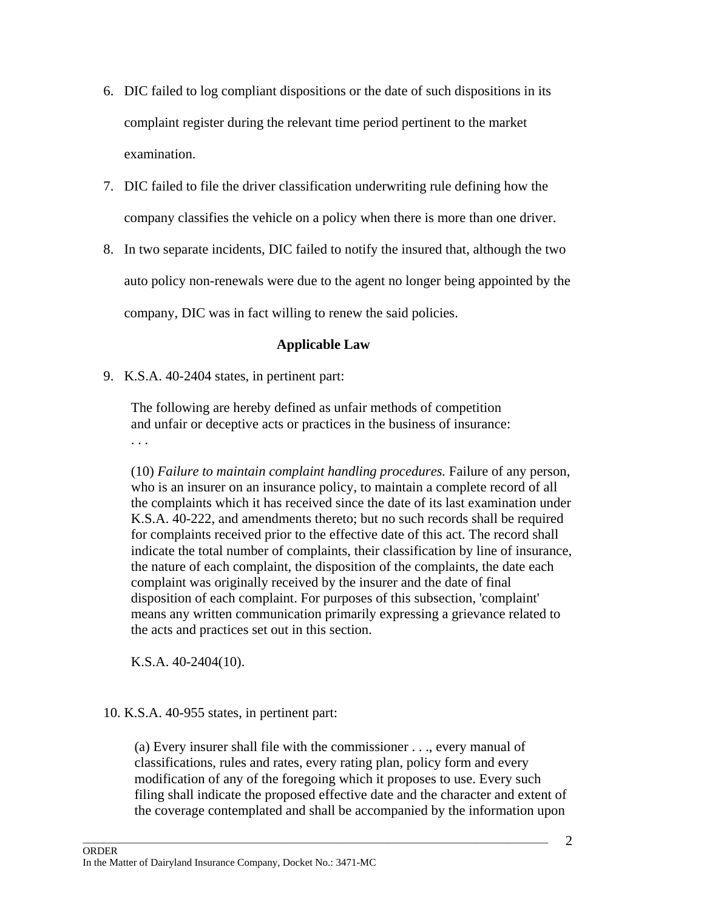6. DIC failed to log compliant dispositions or the date of such dispositions in its complaint register during the relevant time period pertinent to the market examination.

7. DIC failed to file the driver classification underwriting rule defining how the company classifies the vehicle on a policy when there is more than one driver.

8. In two separate incidents, DIC failed to notify the insured that, although the two auto policy non-renewals were due to the agent no longer being appointed by the company, DIC was in fact willing to renew the said policies.

**Applicable Law**

9. K.S.A. 40-2404 states, in pertinent part:

> The following are hereby defined as unfair methods of competition and unfair or deceptive acts or practices in the business of insurance:
> . . .
>
> (10) *Failure to maintain complaint handling procedures.* Failure of any person, who is an insurer on an insurance policy, to maintain a complete record of all the complaints which it has received since the date of its last examination under K.S.A. 40-222, and amendments thereto; but no such records shall be required for complaints received prior to the effective date of this act. The record shall indicate the total number of complaints, their classification by line of insurance, the nature of each complaint, the disposition of the complaints, the date each complaint was originally received by the insurer and the date of final disposition of each complaint. For purposes of this subsection, 'complaint' means any written communication primarily expressing a grievance related to the acts and practices set out in this section.
>
> K.S.A. 40-2404(10).

10. K.S.A. 40-955 states, in pertinent part:

> (a) Every insurer shall file with the commissioner . . ., every manual of classifications, rules and rates, every rating plan, policy form and every modification of any of the foregoing which it proposes to use. Every such filing shall indicate the proposed effective date and the character and extent of the coverage contemplated and shall be accompanied by the information upon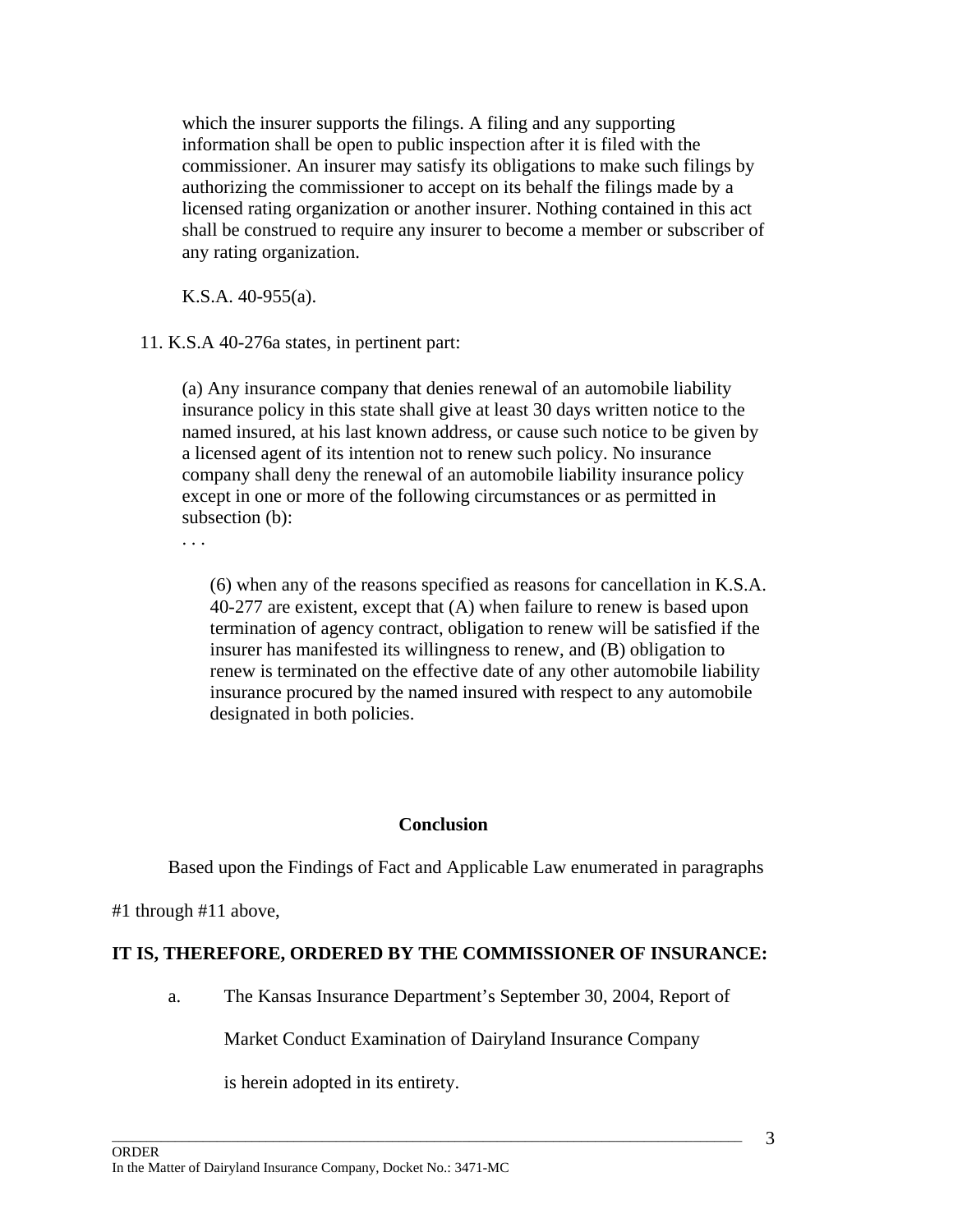which the insurer supports the filings. A filing and any supporting information shall be open to public inspection after it is filed with the commissioner. An insurer may satisfy its obligations to make such filings by authorizing the commissioner to accept on its behalf the filings made by a licensed rating organization or another insurer. Nothing contained in this act shall be construed to require any insurer to become a member or subscriber of any rating organization.

K.S.A. 40-955(a).

11. K.S.A 40-276a states, in pertinent part:

> (a) Any insurance company that denies renewal of an automobile liability insurance policy in this state shall give at least 30 days written notice to the named insured, at his last known address, or cause such notice to be given by a licensed agent of its intention not to renew such policy. No insurance company shall deny the renewal of an automobile liability insurance policy except in one or more of the following circumstances or as permitted in subsection (b):
>
> . . .
>
> (6) when any of the reasons specified as reasons for cancellation in K.S.A. 40-277 are existent, except that (A) when failure to renew is based upon termination of agency contract, obligation to renew will be satisfied if the insurer has manifested its willingness to renew, and (B) obligation to renew is terminated on the effective date of any other automobile liability insurance procured by the named insured with respect to any automobile designated in both policies.

## Conclusion

Based upon the Findings of Fact and Applicable Law enumerated in paragraphs #1 through #11 above,

**IT IS, THEREFORE, ORDERED BY THE COMMISSIONER OF INSURANCE:**

a. The Kansas Insurance Department's September 30, 2004, Report of Market Conduct Examination of Dairyland Insurance Company is herein adopted in its entirety.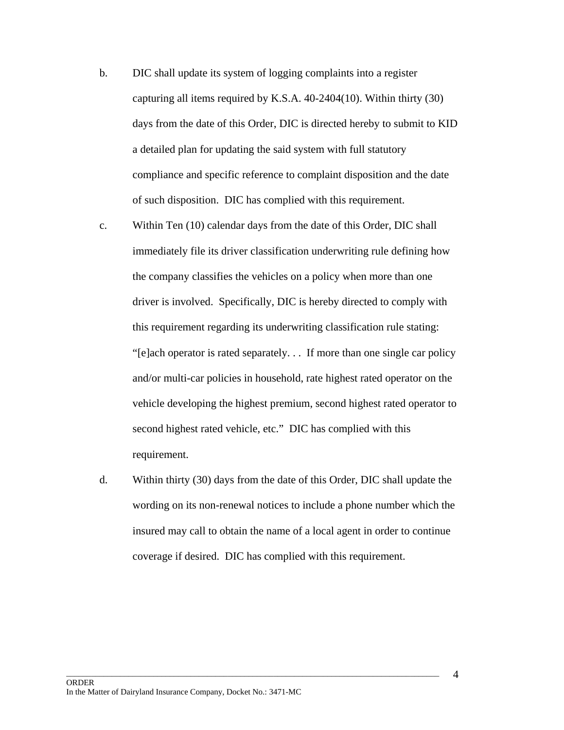b. DIC shall update its system of logging complaints into a register capturing all items required by K.S.A. 40-2404(10). Within thirty (30) days from the date of this Order, DIC is directed hereby to submit to KID a detailed plan for updating the said system with full statutory compliance and specific reference to complaint disposition and the date of such disposition. DIC has complied with this requirement.

c. Within Ten (10) calendar days from the date of this Order, DIC shall immediately file its driver classification underwriting rule defining how the company classifies the vehicles on a policy when more than one driver is involved. Specifically, DIC is hereby directed to comply with this requirement regarding its underwriting classification rule stating: "[e]ach operator is rated separately. . . If more than one single car policy and/or multi-car policies in household, rate highest rated operator on the vehicle developing the highest premium, second highest rated operator to second highest rated vehicle, etc." DIC has complied with this requirement.

d. Within thirty (30) days from the date of this Order, DIC shall update the wording on its non-renewal notices to include a phone number which the insured may call to obtain the name of a local agent in order to continue coverage if desired. DIC has complied with this requirement.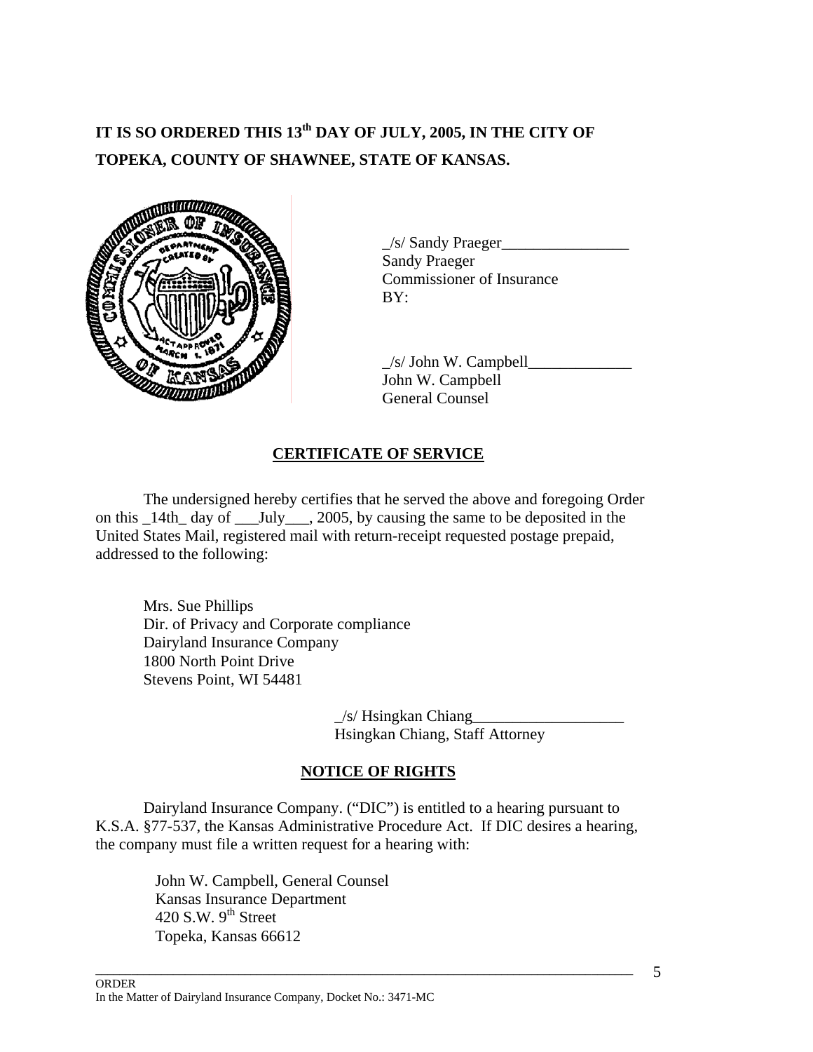**IT IS SO ORDERED THIS 13th DAY OF JULY, 2005, IN THE CITY OF TOPEKA, COUNTY OF SHAWNEE, STATE OF KANSAS.**

_/s/ Sandy Praeger________________
Sandy Praeger
Commissioner of Insurance
BY:

_/s/ John W. Campbell_____________
John W. Campbell
General Counsel

## CERTIFICATE OF SERVICE

The undersigned hereby certifies that he served the above and foregoing Order on this _14th_ day of ___July___, 2005, by causing the same to be deposited in the United States Mail, registered mail with return-receipt requested postage prepaid, addressed to the following:

Mrs. Sue Phillips
Dir. of Privacy and Corporate compliance
Dairyland Insurance Company
1800 North Point Drive
Stevens Point, WI 54481

_/s/ Hsingkan Chiang___________________
Hsingkan Chiang, Staff Attorney

## NOTICE OF RIGHTS

Dairyland Insurance Company. ("DIC") is entitled to a hearing pursuant to K.S.A. §77-537, the Kansas Administrative Procedure Act. If DIC desires a hearing, the company must file a written request for a hearing with:

John W. Campbell, General Counsel
Kansas Insurance Department
420 S.W. 9th Street
Topeka, Kansas 66612

ORDER
In the Matter of Dairyland Insurance Company, Docket No.: 3471-MC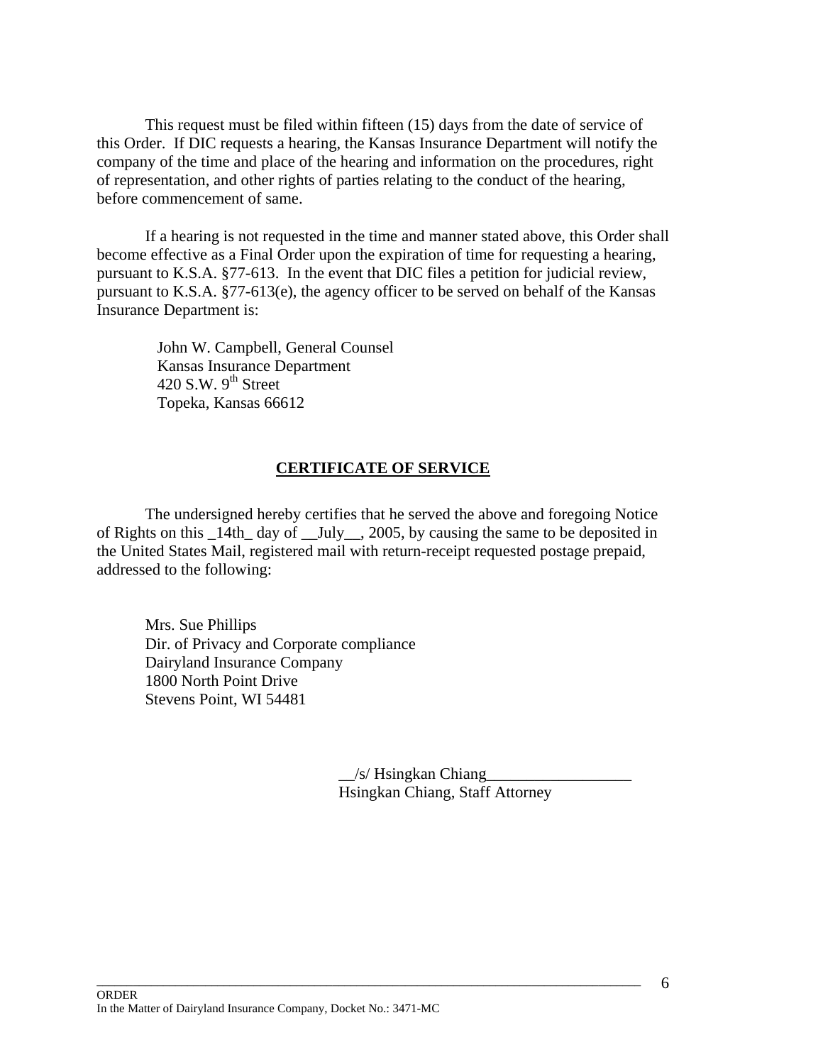This request must be filed within fifteen (15) days from the date of service of this Order. If DIC requests a hearing, the Kansas Insurance Department will notify the company of the time and place of the hearing and information on the procedures, right of representation, and other rights of parties relating to the conduct of the hearing, before commencement of same.

If a hearing is not requested in the time and manner stated above, this Order shall become effective as a Final Order upon the expiration of time for requesting a hearing, pursuant to K.S.A. §77-613. In the event that DIC files a petition for judicial review, pursuant to K.S.A. §77-613(e), the agency officer to be served on behalf of the Kansas Insurance Department is:

John W. Campbell, General Counsel
Kansas Insurance Department
420 S.W. 9th Street
Topeka, Kansas 66612

## CERTIFICATE OF SERVICE

The undersigned hereby certifies that he served the above and foregoing Notice of Rights on this _14th_ day of __July__, 2005, by causing the same to be deposited in the United States Mail, registered mail with return-receipt requested postage prepaid, addressed to the following:

Mrs. Sue Phillips
Dir. of Privacy and Corporate compliance
Dairyland Insurance Company
1800 North Point Drive
Stevens Point, WI 54481

__/s/ Hsingkan Chiang__________________
Hsingkan Chiang, Staff Attorney